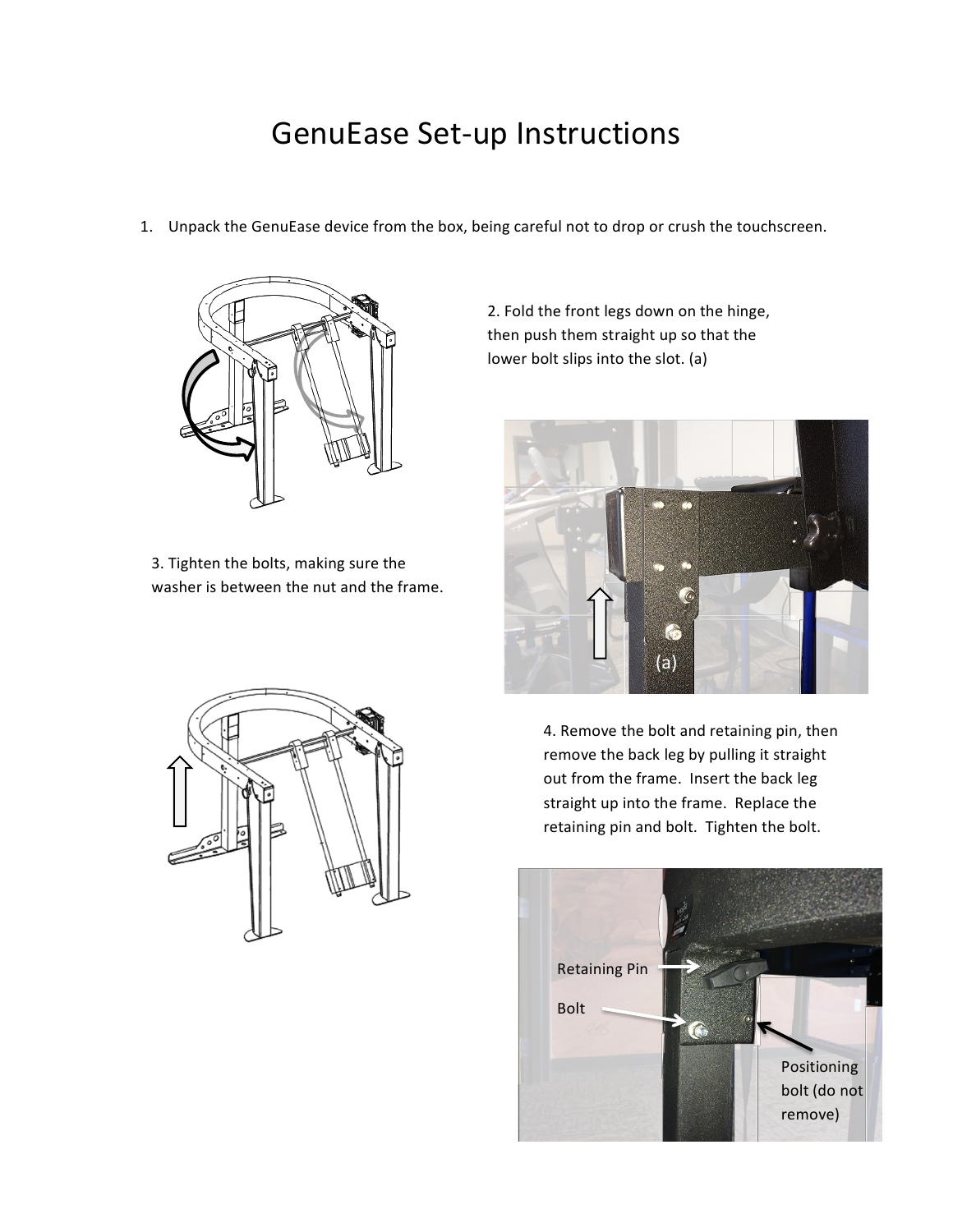# GenuEase Set-up Instructions

1. Unpack the GenuEase device from the box, being careful not to drop or crush the touchscreen.

2. Fold the front legs down on the hinge, then push them straight up so that the lower bolt slips into the slot. (a)

(a)

3. Tighten the bolts, making sure the washer is between the nut and the frame.

4. Remove the bolt and retaining pin, then remove the back leg by pulling it straight out from the frame. Insert the back leg straight up into the frame. Replace the retaining pin and bolt. Tighten the bolt.

Retaining Pin

Bolt

Positioning bolt (do not remove)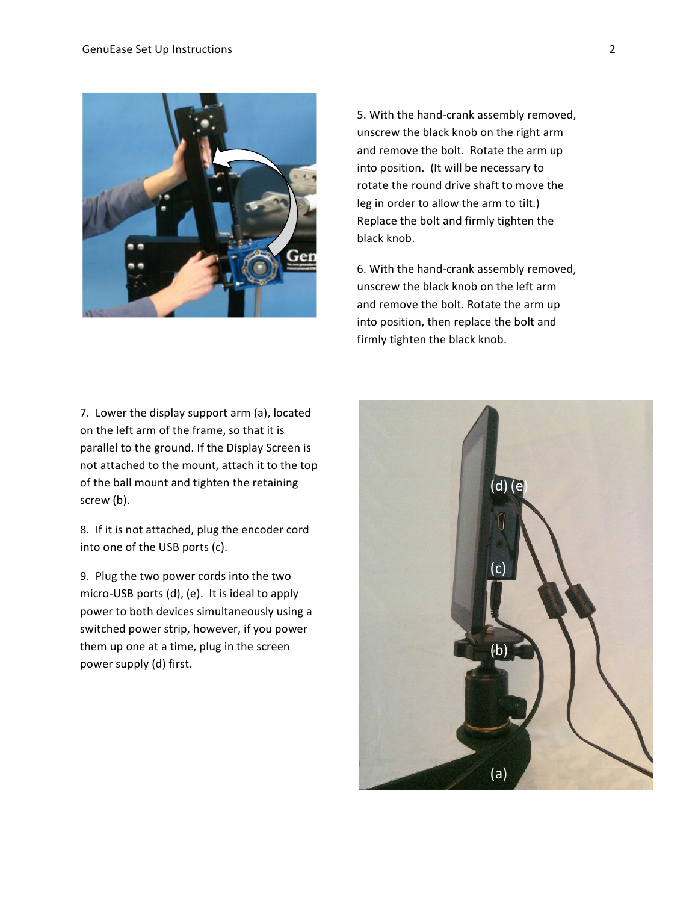5. With the hand-crank assembly removed, unscrew the black knob on the right arm and remove the bolt. Rotate the arm up into position. (It will be necessary to rotate the round drive shaft to move the leg in order to allow the arm to tilt.) Replace the bolt and firmly tighten the black knob.

6. With the hand-crank assembly removed, unscrew the black knob on the left arm and remove the bolt. Rotate the arm up into position, then replace the bolt and firmly tighten the black knob.

7. Lower the display support arm (a), located on the left arm of the frame, so that it is parallel to the ground. If the Display Screen is not attached to the mount, attach it to the top of the ball mount and tighten the retaining screw (b).

8. If it is not attached, plug the encoder cord into one of the USB ports (c).

9. Plug the two power cords into the two micro-USB ports (d), (e). It is ideal to apply power to both devices simultaneously using a switched power strip, however, if you power them up one at a time, plug in the screen power supply (d) first.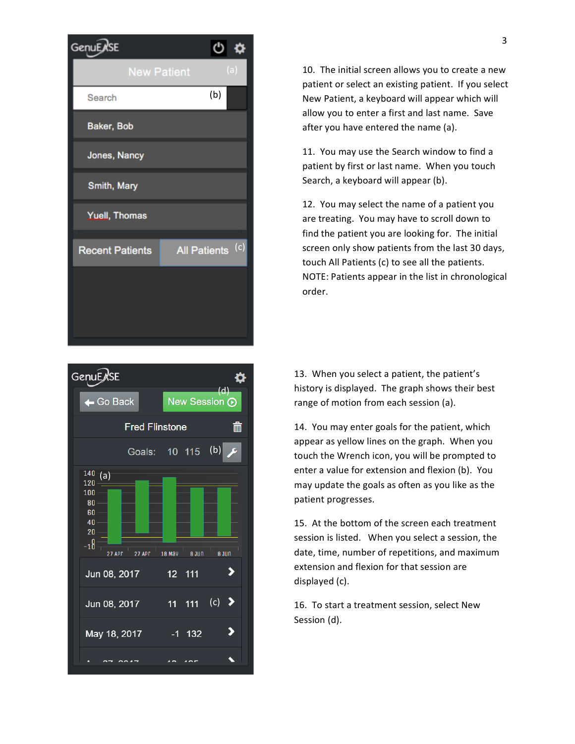10. The initial screen allows you to create a new patient or select an existing patient. If you select New Patient, a keyboard will appear which will allow you to enter a first and last name. Save after you have entered the name (a).

11. You may use the Search window to find a patient by first or last name. When you touch Search, a keyboard will appear (b).

12. You may select the name of a patient you are treating. You may have to scroll down to find the patient you are looking for. The initial screen only show patients from the last 30 days, touch All Patients (c) to see all the patients. NOTE: Patients appear in the list in chronological order.

13. When you select a patient, the patient's history is displayed. The graph shows their best range of motion from each session (a).

14. You may enter goals for the patient, which appear as yellow lines on the graph. When you touch the Wrench icon, you will be prompted to enter a value for extension and flexion (b). You may update the goals as often as you like as the patient progresses.

15. At the bottom of the screen each treatment session is listed. When you select a session, the date, time, number of repetitions, and maximum extension and flexion for that session are displayed (c).

16. To start a treatment session, select New Session (d).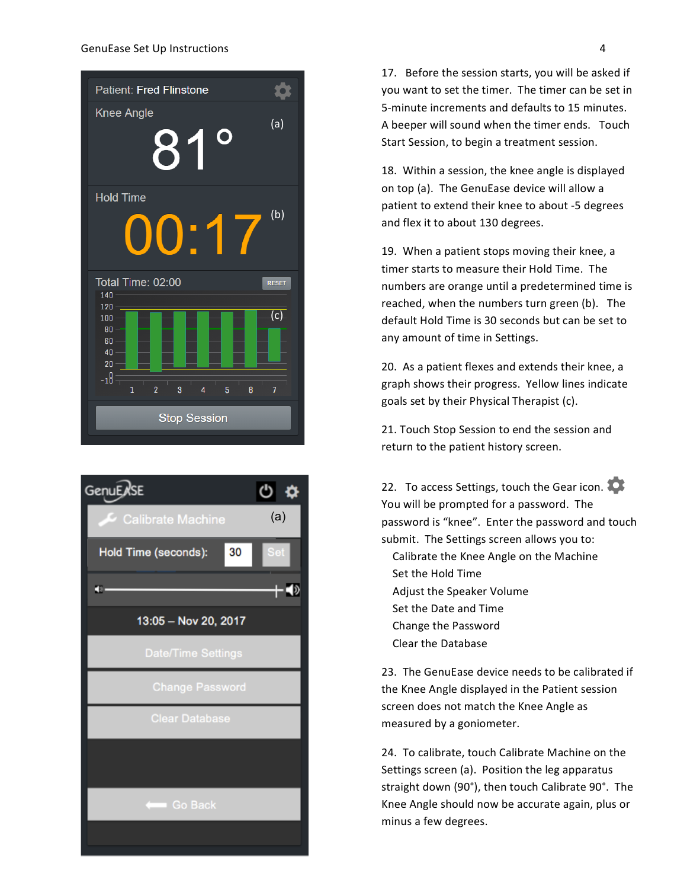17. Before the session starts, you will be asked if you want to set the timer. The timer can be set in 5-minute increments and defaults to 15 minutes. A beeper will sound when the timer ends. Touch Start Session, to begin a treatment session.

18. Within a session, the knee angle is displayed on top (a). The GenuEase device will allow a patient to extend their knee to about -5 degrees and flex it to about 130 degrees.

19. When a patient stops moving their knee, a timer starts to measure their Hold Time. The numbers are orange until a predetermined time is reached, when the numbers turn green (b). The default Hold Time is 30 seconds but can be set to any amount of time in Settings.

20. As a patient flexes and extends their knee, a graph shows their progress. Yellow lines indicate goals set by their Physical Therapist (c).

21. Touch Stop Session to end the session and return to the patient history screen.

22. To access Settings, touch the Gear icon. You will be prompted for a password. The password is "knee". Enter the password and touch submit. The Settings screen allows you to:
   - Calibrate the Knee Angle on the Machine
   - Set the Hold Time
   - Adjust the Speaker Volume
   - Set the Date and Time
   - Change the Password
   - Clear the Database

23. The GenuEase device needs to be calibrated if the Knee Angle displayed in the Patient session screen does not match the Knee Angle as measured by a goniometer.

24. To calibrate, touch Calibrate Machine on the Settings screen (a). Position the leg apparatus straight down (90°), then touch Calibrate 90°. The Knee Angle should now be accurate again, plus or minus a few degrees.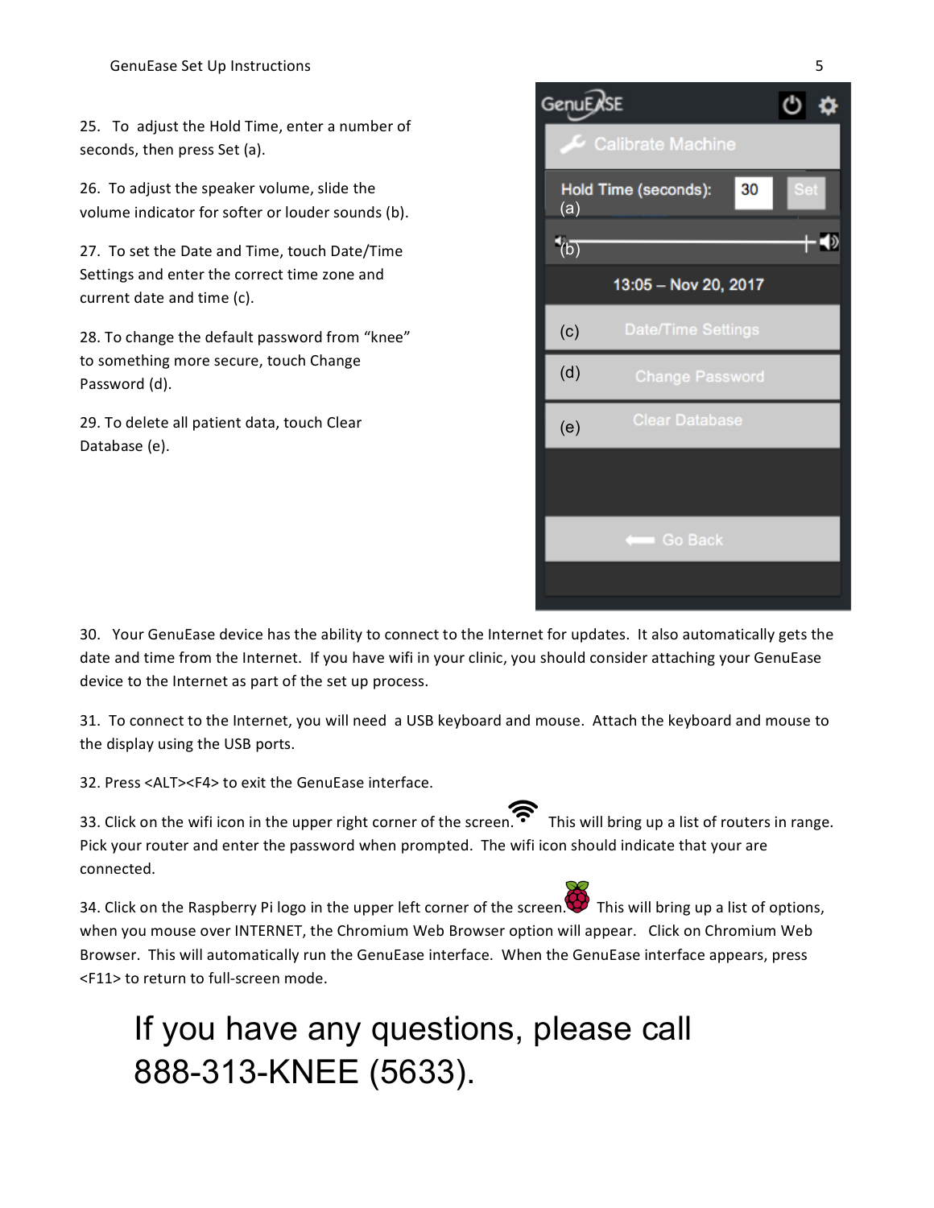25. To adjust the Hold Time, enter a number of seconds, then press Set (a).

26. To adjust the speaker volume, slide the volume indicator for softer or louder sounds (b).

27. To set the Date and Time, touch Date/Time Settings and enter the correct time zone and current date and time (c).

28. To change the default password from "knee" to something more secure, touch Change Password (d).

29. To delete all patient data, touch Clear Database (e).

GenuEASE

Calibrate Machine

Hold Time (seconds): 30 Set
(a)

(b)

13:05 – Nov 20, 2017

(c) Date/Time Settings

(d) Change Password

(e) Clear Database

Go Back

30. Your GenuEase device has the ability to connect to the Internet for updates. It also automatically gets the date and time from the Internet. If you have wifi in your clinic, you should consider attaching your GenuEase device to the Internet as part of the set up process.

31. To connect to the Internet, you will need a USB keyboard and mouse. Attach the keyboard and mouse to the display using the USB ports.

32. Press <ALT><F4> to exit the GenuEase interface.

33. Click on the wifi icon in the upper right corner of the screen. This will bring up a list of routers in range. Pick your router and enter the password when prompted. The wifi icon should indicate that your are connected.

34. Click on the Raspberry Pi logo in the upper left corner of the screen. This will bring up a list of options, when you mouse over INTERNET, the Chromium Web Browser option will appear. Click on Chromium Web Browser. This will automatically run the GenuEase interface. When the GenuEase interface appears, press <F11> to return to full-screen mode.

## If you have any questions, please call 888-313-KNEE (5633).